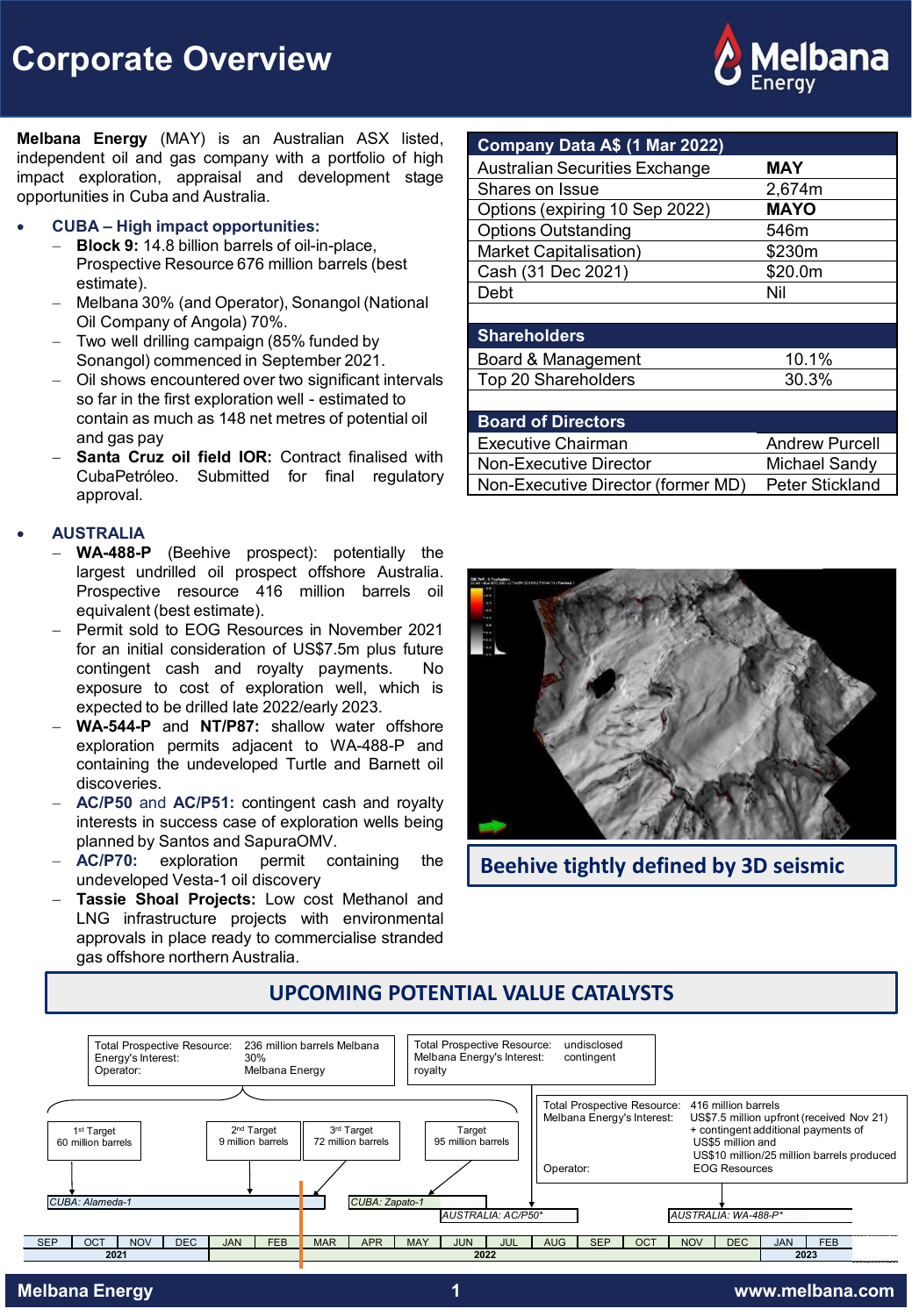# Corporate Overview

**Melbana Energy** (MAY) is an Australian ASX listed, independent oil and gas company with a portfolio of high impact exploration, appraisal and development stage opportunities in Cuba and Australia.

- **CUBA – High impact opportunities:**
  - **Block 9:** 14.8 billion barrels of oil-in-place, Prospective Resource 676 million barrels (best estimate).
  - Melbana 30% (and Operator), Sonangol (National Oil Company of Angola) 70%.
  - Two well drilling campaign (85% funded by Sonangol) commenced in September 2021.
  - Oil shows encountered over two significant intervals so far in the first exploration well - estimated to contain as much as 148 net metres of potential oil and gas pay
  - **Santa Cruz oil field IOR:** Contract finalised with CubaPetróleo. Submitted for final regulatory approval.

- **AUSTRALIA**
  - **WA-488-P** (Beehive prospect): potentially the largest undrilled oil prospect offshore Australia. Prospective resource 416 million barrels oil equivalent (best estimate).
  - Permit sold to EOG Resources in November 2021 for an initial consideration of US$7.5m plus future contingent cash and royalty payments. No exposure to cost of exploration well, which is expected to be drilled late 2022/early 2023.
  - **WA-544-P** and **NT/P87:** shallow water offshore exploration permits adjacent to WA-488-P and containing the undeveloped Turtle and Barnett oil discoveries.
  - **AC/P50** and **AC/P51:** contingent cash and royalty interests in success case of exploration wells being planned by Santos and SapuraOMV.
  - **AC/P70:** exploration permit containing the undeveloped Vesta-1 oil discovery
  - **Tassie Shoal Projects:** Low cost Methanol and LNG infrastructure projects with environmental approvals in place ready to commercialise stranded gas offshore northern Australia.

| Company Data A$ (1 Mar 2022) | |
|---|---|
| Australian Securities Exchange | **MAY** |
| Shares on Issue | 2,674m |
| Options (expiring 10 Sep 2022) | **MAYO** |
| Options Outstanding | 546m |
| Market Capitalisation) | $230m |
| Cash (31 Dec 2021) | $20.0m |
| Debt | Nil |

| Shareholders | |
|---|---|
| Board & Management | 10.1% |
| Top 20 Shareholders | 30.3% |

| Board of Directors | |
|---|---|
| Executive Chairman | Andrew Purcell |
| Non-Executive Director | Michael Sandy |
| Non-Executive Director (former MD) | Peter Stickland |

**Beehive tightly defined by 3D seismic**

## UPCOMING POTENTIAL VALUE CATALYSTS

**CUBA: Alameda-1** (Sep 2021 – Mar 2022) / **CUBA: Zapato-1** (Apr – Jun 2022)
- Total Prospective Resource: 236 million barrels
- Melbana Energy's Interest: 30%
- Operator: Melbana Energy
- 1st Target: 60 million barrels
- 2nd Target: 9 million barrels
- 3rd Target: 72 million barrels
- Target: 95 million barrels

**AUSTRALIA: AC/P50*** (Jun – Sep 2022)
- Total Prospective Resource: undisclosed
- Melbana Energy's Interest: contingent royalty

**AUSTRALIA: WA-488-P*** (Nov 2022 – Feb 2023)
- Total Prospective Resource: 416 million barrels
- Melbana Energy's Interest: US$7.5 million upfront (received Nov 21) + contingent additional payments of US$5 million and US$10 million/25 million barrels produced
- Operator: EOG Resources

Timeline: SEP OCT NOV DEC (2021) | JAN FEB MAR APR MAY JUN JUL AUG SEP OCT NOV DEC (2022) | JAN FEB (2023)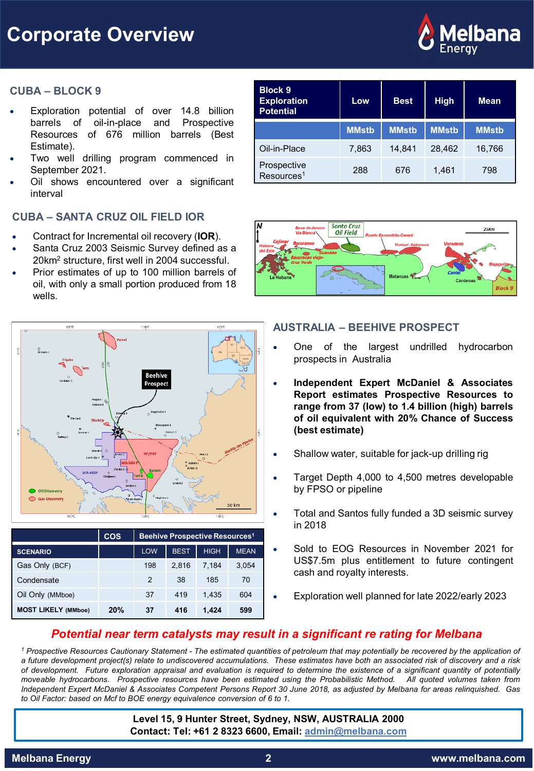# Corporate Overview

Melbana Energy

## CUBA – BLOCK 9

- Exploration potential of over 14.8 billion barrels of oil-in-place and Prospective Resources of 676 million barrels (Best Estimate).
- Two well drilling program commenced in September 2021.
- Oil shows encountered over a significant interval

| Block 9 Exploration Potential | Low | Best | High | Mean |
|---|---|---|---|---|
| | MMstb | MMstb | MMstb | MMstb |
| Oil-in-Place | 7,863 | 14,841 | 28,462 | 16,766 |
| Prospective Resources[1] | 288 | 676 | 1,461 | 798 |

## CUBA – SANTA CRUZ OIL FIELD IOR

- Contract for Incremental oil recovery (**IOR**).
- Santa Cruz 2003 Seismic Survey defined as a 20km$^2$ structure, first well in 2004 successful.
- Prior estimates of up to 100 million barrels of oil, with only a small portion produced from 18 wells.

## AUSTRALIA – BEEHIVE PROSPECT

- One of the largest undrilled hydrocarbon prospects in Australia
- **Independent Expert McDaniel & Associates Report estimates Prospective Resources to range from 37 (low) to 1.4 billion (high) barrels of oil equivalent with 20% Chance of Success (best estimate)**
- Shallow water, suitable for jack-up drilling rig
- Target Depth 4,000 to 4,500 metres developable by FPSO or pipeline
- Total and Santos fully funded a 3D seismic survey in 2018
- Sold to EOG Resources in November 2021 for US$7.5m plus entitlement to future contingent cash and royalty interests.
- Exploration well planned for late 2022/early 2023

| | COS | Beehive Prospective Resources[1] | | | |
|---|---|---|---|---|---|
| SCENARIO | | LOW | BEST | HIGH | MEAN |
| Gas Only (BCF) | | 198 | 2,816 | 7,184 | 3,054 |
| Condensate | | 2 | 38 | 185 | 70 |
| Oil Only (MMboe) | | 37 | 419 | 1,435 | 604 |
| **MOST LIKELY (MMboe)** | **20%** | **37** | **416** | **1,424** | **599** |

***Potential near term catalysts may result in a significant re rating for Melbana***

*[1] Prospective Resources Cautionary Statement - The estimated quantities of petroleum that may potentially be recovered by the application of a future development project(s) relate to undiscovered accumulations. These estimates have both an associated risk of discovery and a risk of development. Future exploration appraisal and evaluation is required to determine the existence of a significant quantity of potentially moveable hydrocarbons. Prospective resources have been estimated using the Probabilistic Method. All quoted volumes taken from Independent Expert McDaniel & Associates Competent Persons Report 30 June 2018, as adjusted by Melbana for areas relinquished. Gas to Oil Factor: based on Mcf to BOE energy equivalence conversion of 6 to 1.*

**Level 15, 9 Hunter Street, Sydney, NSW, AUSTRALIA 2000**
**Contact: Tel: +61 2 8323 6600, Email: admin@melbana.com**

Melbana Energy www.melbana.com